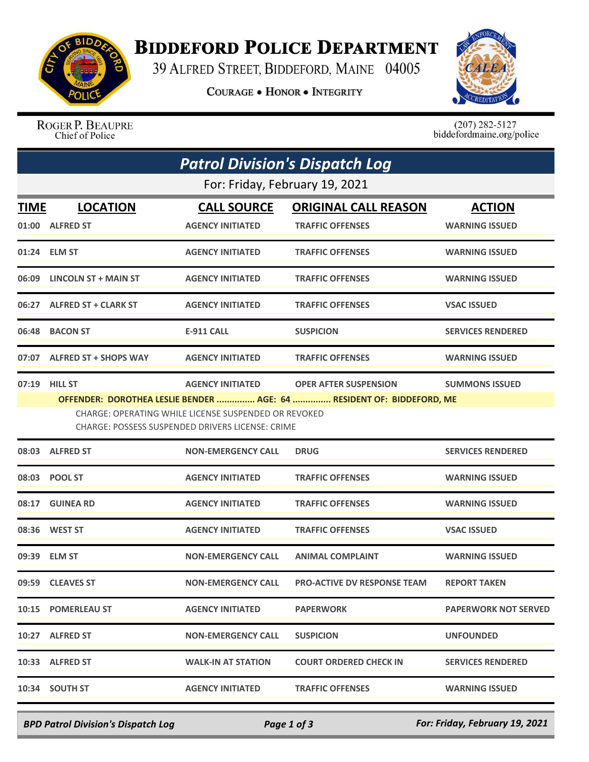# BIDDEFORD POLICE DEPARTMENT

39 ALFRED STREET, BIDDEFORD, MAINE 04005

COURAGE • HONOR • INTEGRITY

ROGER P. BEAUPRE
Chief of Police

(207) 282-5127
biddefordmaine.org/police

## *Patrol Division's Dispatch Log*

For: Friday, February 19, 2021

| TIME | LOCATION | CALL SOURCE | ORIGINAL CALL REASON | ACTION |
|---|---|---|---|---|
| 01:00 | ALFRED ST | AGENCY INITIATED | TRAFFIC OFFENSES | WARNING ISSUED |
| 01:24 | ELM ST | AGENCY INITIATED | TRAFFIC OFFENSES | WARNING ISSUED |
| 06:09 | LINCOLN ST + MAIN ST | AGENCY INITIATED | TRAFFIC OFFENSES | WARNING ISSUED |
| 06:27 | ALFRED ST + CLARK ST | AGENCY INITIATED | TRAFFIC OFFENSES | VSAC ISSUED |
| 06:48 | BACON ST | E-911 CALL | SUSPICION | SERVICES RENDERED |
| 07:07 | ALFRED ST + SHOPS WAY | AGENCY INITIATED | TRAFFIC OFFENSES | WARNING ISSUED |
| 07:19 | HILL ST | AGENCY INITIATED | OPER AFTER SUSPENSION | SUMMONS ISSUED |
| | OFFENDER: DOROTHEA LESLIE BENDER ............... AGE: 64 ............... RESIDENT OF: BIDDEFORD, ME<br>CHARGE: OPERATING WHILE LICENSE SUSPENDED OR REVOKED<br>CHARGE: POSSESS SUSPENDED DRIVERS LICENSE: CRIME | | | |
| 08:03 | ALFRED ST | NON-EMERGENCY CALL | DRUG | SERVICES RENDERED |
| 08:03 | POOL ST | AGENCY INITIATED | TRAFFIC OFFENSES | WARNING ISSUED |
| 08:17 | GUINEA RD | AGENCY INITIATED | TRAFFIC OFFENSES | WARNING ISSUED |
| 08:36 | WEST ST | AGENCY INITIATED | TRAFFIC OFFENSES | VSAC ISSUED |
| 09:39 | ELM ST | NON-EMERGENCY CALL | ANIMAL COMPLAINT | WARNING ISSUED |
| 09:59 | CLEAVES ST | NON-EMERGENCY CALL | PRO-ACTIVE DV RESPONSE TEAM | REPORT TAKEN |
| 10:15 | POMERLEAU ST | AGENCY INITIATED | PAPERWORK | PAPERWORK NOT SERVED |
| 10:27 | ALFRED ST | NON-EMERGENCY CALL | SUSPICION | UNFOUNDED |
| 10:33 | ALFRED ST | WALK-IN AT STATION | COURT ORDERED CHECK IN | SERVICES RENDERED |
| 10:34 | SOUTH ST | AGENCY INITIATED | TRAFFIC OFFENSES | WARNING ISSUED |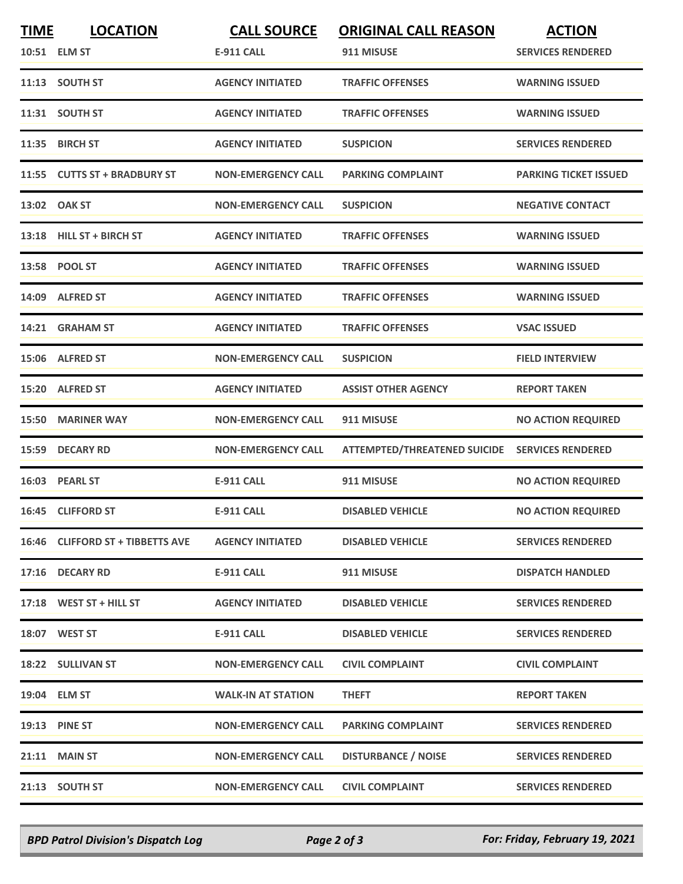| TIME | LOCATION | CALL SOURCE | ORIGINAL CALL REASON | ACTION |
|---|---|---|---|---|
| 10:51 | ELM ST | E-911 CALL | 911 MISUSE | SERVICES RENDERED |
| 11:13 | SOUTH ST | AGENCY INITIATED | TRAFFIC OFFENSES | WARNING ISSUED |
| 11:31 | SOUTH ST | AGENCY INITIATED | TRAFFIC OFFENSES | WARNING ISSUED |
| 11:35 | BIRCH ST | AGENCY INITIATED | SUSPICION | SERVICES RENDERED |
| 11:55 | CUTTS ST + BRADBURY ST | NON-EMERGENCY CALL | PARKING COMPLAINT | PARKING TICKET ISSUED |
| 13:02 | OAK ST | NON-EMERGENCY CALL | SUSPICION | NEGATIVE CONTACT |
| 13:18 | HILL ST + BIRCH ST | AGENCY INITIATED | TRAFFIC OFFENSES | WARNING ISSUED |
| 13:58 | POOL ST | AGENCY INITIATED | TRAFFIC OFFENSES | WARNING ISSUED |
| 14:09 | ALFRED ST | AGENCY INITIATED | TRAFFIC OFFENSES | WARNING ISSUED |
| 14:21 | GRAHAM ST | AGENCY INITIATED | TRAFFIC OFFENSES | VSAC ISSUED |
| 15:06 | ALFRED ST | NON-EMERGENCY CALL | SUSPICION | FIELD INTERVIEW |
| 15:20 | ALFRED ST | AGENCY INITIATED | ASSIST OTHER AGENCY | REPORT TAKEN |
| 15:50 | MARINER WAY | NON-EMERGENCY CALL | 911 MISUSE | NO ACTION REQUIRED |
| 15:59 | DECARY RD | NON-EMERGENCY CALL | ATTEMPTED/THREATENED SUICIDE | SERVICES RENDERED |
| 16:03 | PEARL ST | E-911 CALL | 911 MISUSE | NO ACTION REQUIRED |
| 16:45 | CLIFFORD ST | E-911 CALL | DISABLED VEHICLE | NO ACTION REQUIRED |
| 16:46 | CLIFFORD ST + TIBBETTS AVE | AGENCY INITIATED | DISABLED VEHICLE | SERVICES RENDERED |
| 17:16 | DECARY RD | E-911 CALL | 911 MISUSE | DISPATCH HANDLED |
| 17:18 | WEST ST + HILL ST | AGENCY INITIATED | DISABLED VEHICLE | SERVICES RENDERED |
| 18:07 | WEST ST | E-911 CALL | DISABLED VEHICLE | SERVICES RENDERED |
| 18:22 | SULLIVAN ST | NON-EMERGENCY CALL | CIVIL COMPLAINT | CIVIL COMPLAINT |
| 19:04 | ELM ST | WALK-IN AT STATION | THEFT | REPORT TAKEN |
| 19:13 | PINE ST | NON-EMERGENCY CALL | PARKING COMPLAINT | SERVICES RENDERED |
| 21:11 | MAIN ST | NON-EMERGENCY CALL | DISTURBANCE / NOISE | SERVICES RENDERED |
| 21:13 | SOUTH ST | NON-EMERGENCY CALL | CIVIL COMPLAINT | SERVICES RENDERED |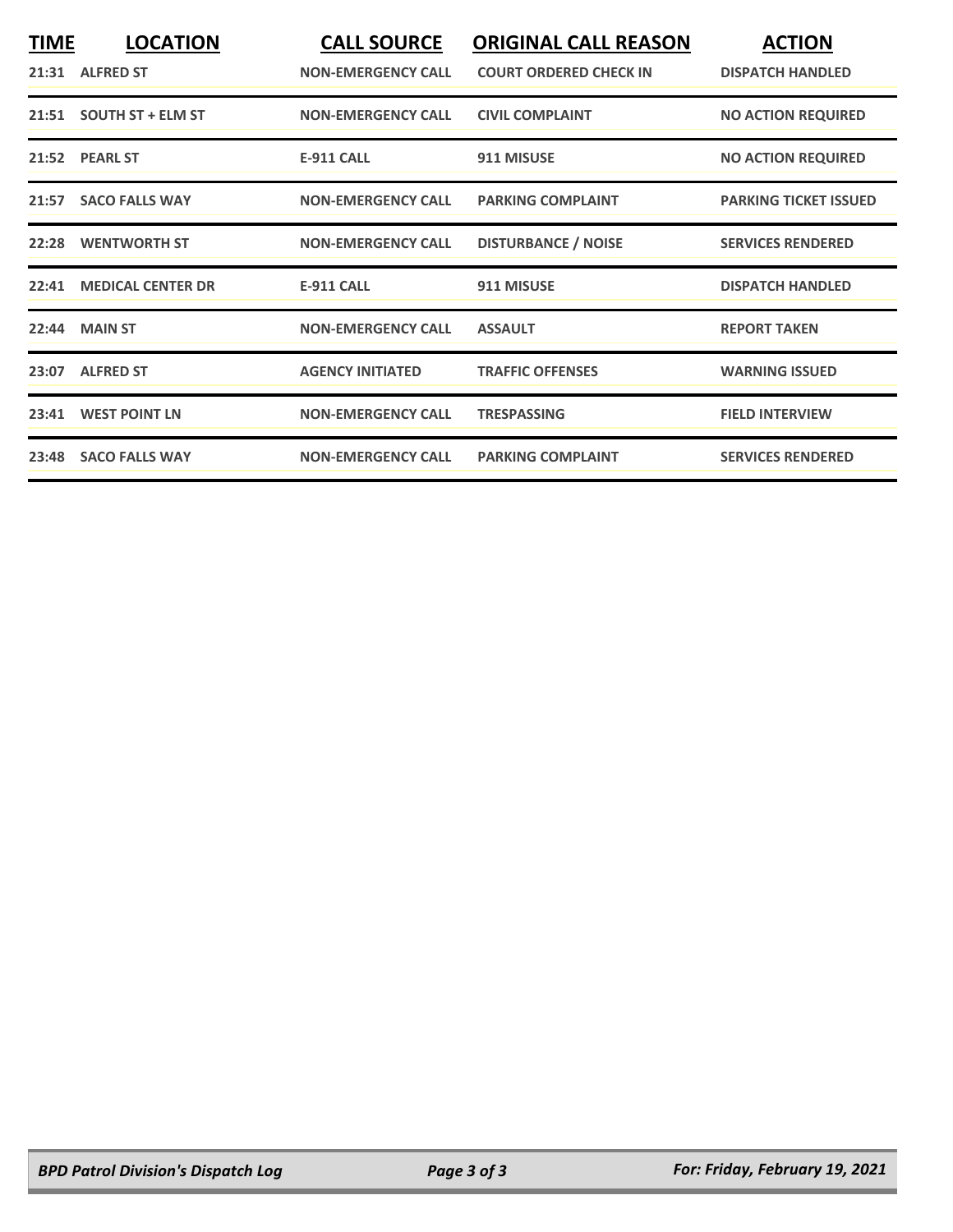| TIME | LOCATION | CALL SOURCE | ORIGINAL CALL REASON | ACTION |
| --- | --- | --- | --- | --- |
| 21:31 | ALFRED ST | NON-EMERGENCY CALL | COURT ORDERED CHECK IN | DISPATCH HANDLED |
| 21:51 | SOUTH ST + ELM ST | NON-EMERGENCY CALL | CIVIL COMPLAINT | NO ACTION REQUIRED |
| 21:52 | PEARL ST | E-911 CALL | 911 MISUSE | NO ACTION REQUIRED |
| 21:57 | SACO FALLS WAY | NON-EMERGENCY CALL | PARKING COMPLAINT | PARKING TICKET ISSUED |
| 22:28 | WENTWORTH ST | NON-EMERGENCY CALL | DISTURBANCE / NOISE | SERVICES RENDERED |
| 22:41 | MEDICAL CENTER DR | E-911 CALL | 911 MISUSE | DISPATCH HANDLED |
| 22:44 | MAIN ST | NON-EMERGENCY CALL | ASSAULT | REPORT TAKEN |
| 23:07 | ALFRED ST | AGENCY INITIATED | TRAFFIC OFFENSES | WARNING ISSUED |
| 23:41 | WEST POINT LN | NON-EMERGENCY CALL | TRESPASSING | FIELD INTERVIEW |
| 23:48 | SACO FALLS WAY | NON-EMERGENCY CALL | PARKING COMPLAINT | SERVICES RENDERED |